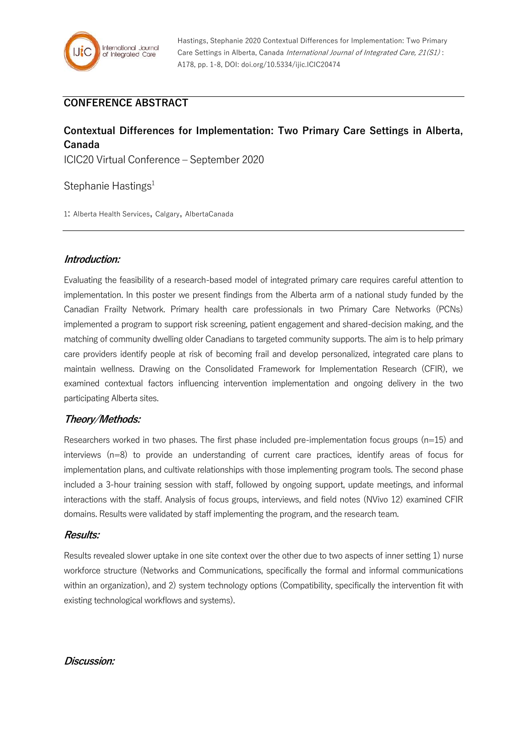## CONFERENCE ABSTRACT

# Contextual Differences for Implementation: Two Primary Care Settings in Alberta, Canada

ICIC20 Virtual Conference – September 2020

Stephanie Hastings[1]

1: Alberta Health Services, Calgary, AlbertaCanada

### *Introduction:*

Evaluating the feasibility of a research-based model of integrated primary care requires careful attention to implementation. In this poster we present findings from the Alberta arm of a national study funded by the Canadian Frailty Network. Primary health care professionals in two Primary Care Networks (PCNs) implemented a program to support risk screening, patient engagement and shared-decision making, and the matching of community dwelling older Canadians to targeted community supports. The aim is to help primary care providers identify people at risk of becoming frail and develop personalized, integrated care plans to maintain wellness. Drawing on the Consolidated Framework for Implementation Research (CFIR), we examined contextual factors influencing intervention implementation and ongoing delivery in the two participating Alberta sites.

### *Theory/Methods:*

Researchers worked in two phases. The first phase included pre-implementation focus groups (n=15) and interviews (n=8) to provide an understanding of current care practices, identify areas of focus for implementation plans, and cultivate relationships with those implementing program tools. The second phase included a 3-hour training session with staff, followed by ongoing support, update meetings, and informal interactions with the staff. Analysis of focus groups, interviews, and field notes (NVivo 12) examined CFIR domains. Results were validated by staff implementing the program, and the research team.

### *Results:*

Results revealed slower uptake in one site context over the other due to two aspects of inner setting 1) nurse workforce structure (Networks and Communications, specifically the formal and informal communications within an organization), and 2) system technology options (Compatibility, specifically the intervention fit with existing technological workflows and systems).

### *Discussion:*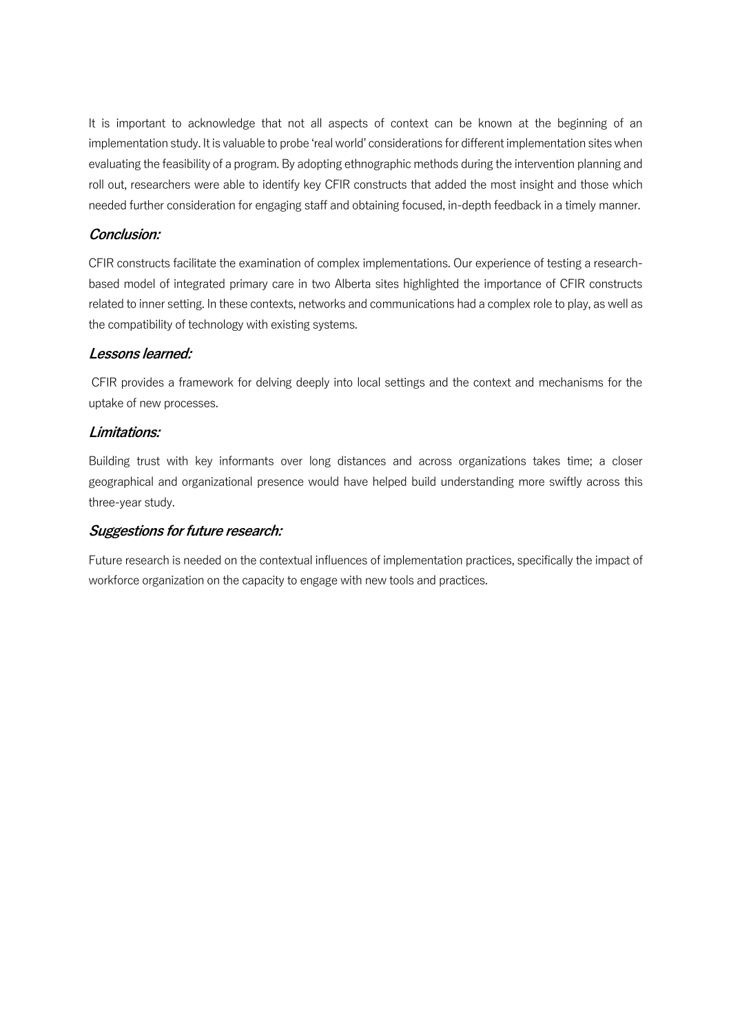It is important to acknowledge that not all aspects of context can be known at the beginning of an implementation study. It is valuable to probe 'real world' considerations for different implementation sites when evaluating the feasibility of a program. By adopting ethnographic methods during the intervention planning and roll out, researchers were able to identify key CFIR constructs that added the most insight and those which needed further consideration for engaging staff and obtaining focused, in-depth feedback in a timely manner.

### *Conclusion:*

CFIR constructs facilitate the examination of complex implementations. Our experience of testing a research-based model of integrated primary care in two Alberta sites highlighted the importance of CFIR constructs related to inner setting. In these contexts, networks and communications had a complex role to play, as well as the compatibility of technology with existing systems.

### *Lessons learned:*

CFIR provides a framework for delving deeply into local settings and the context and mechanisms for the uptake of new processes.

### *Limitations:*

Building trust with key informants over long distances and across organizations takes time; a closer geographical and organizational presence would have helped build understanding more swiftly across this three-year study.

### *Suggestions for future research:*

Future research is needed on the contextual influences of implementation practices, specifically the impact of workforce organization on the capacity to engage with new tools and practices.